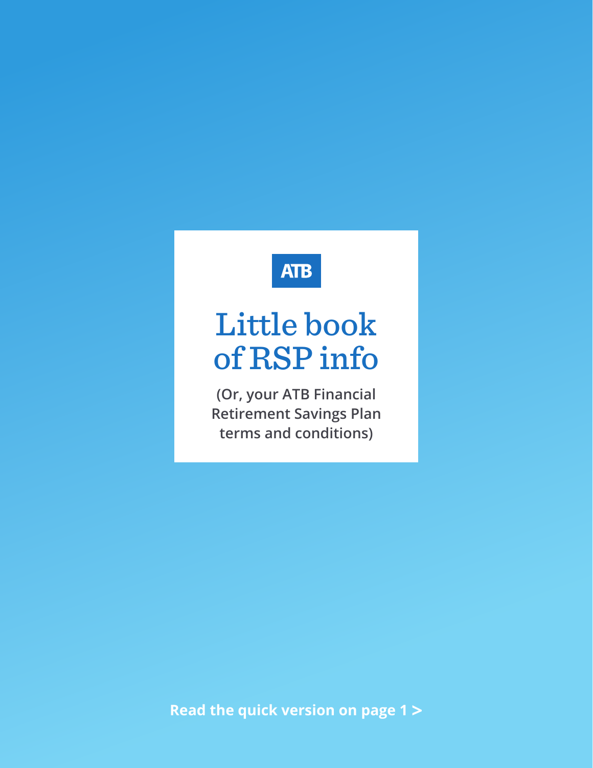ATB

# Little book of RSP info

**(Or, your ATB Financial Retirement Savings Plan terms and conditions)**

**Read the quick version on page 1 >**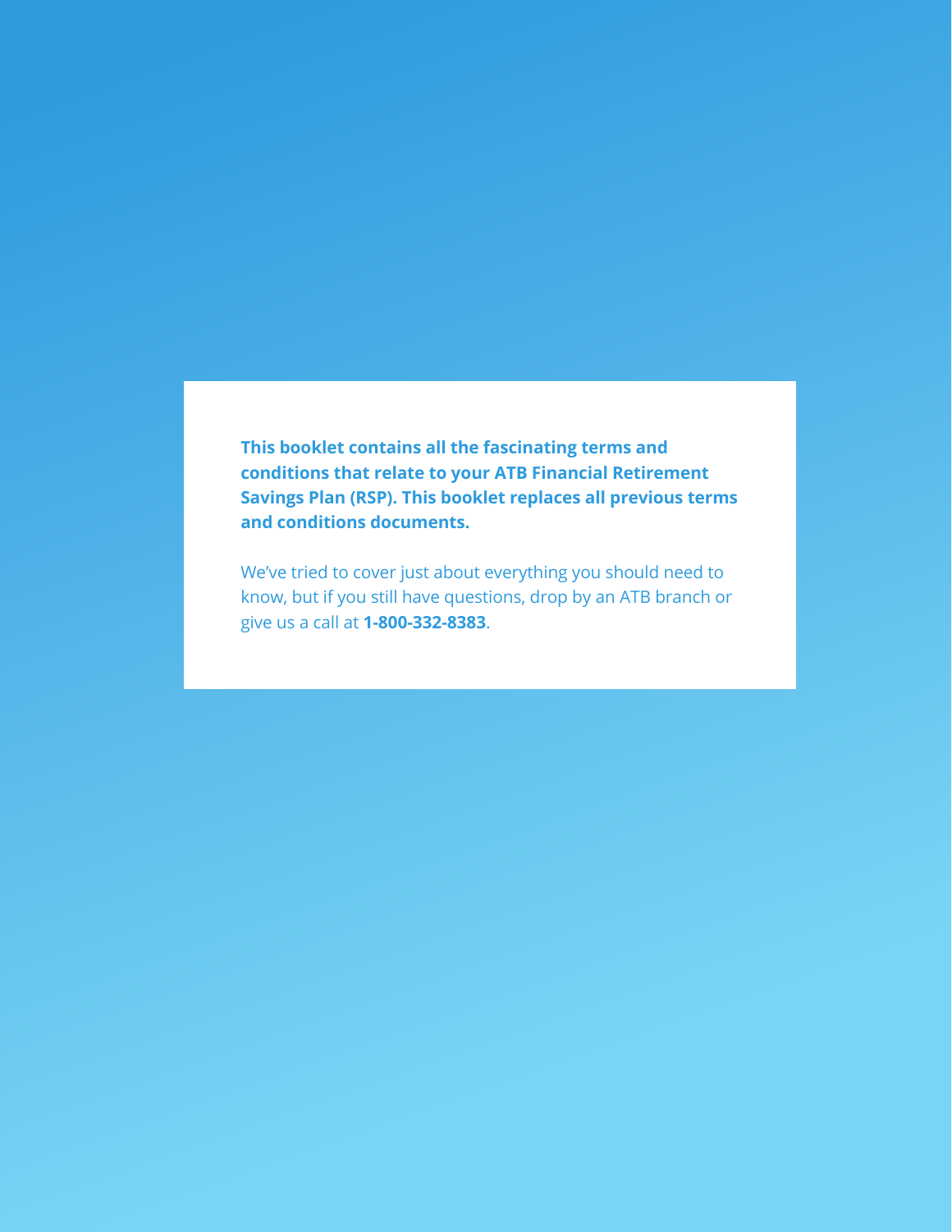**This booklet contains all the fascinating terms and conditions that relate to your ATB Financial Retirement Savings Plan (RSP). This booklet replaces all previous terms and conditions documents.**

We've tried to cover just about everything you should need to know, but if you still have questions, drop by an ATB branch or give us a call at **1-800-332-8383**.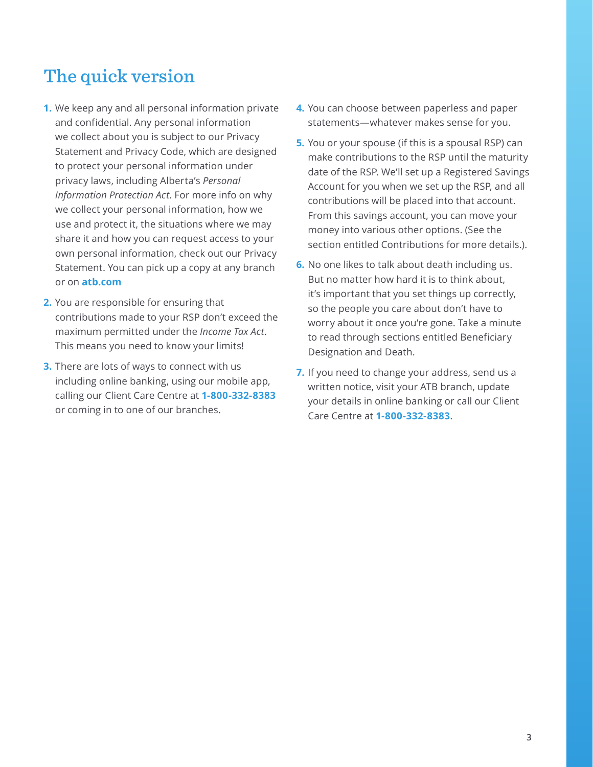# The quick version

1. We keep any and all personal information private and confidential. Any personal information we collect about you is subject to our Privacy Statement and Privacy Code, which are designed to protect your personal information under privacy laws, including Alberta's *Personal Information Protection Act*. For more info on why we collect your personal information, how we use and protect it, the situations where we may share it and how you can request access to your own personal information, check out our Privacy Statement. You can pick up a copy at any branch or on **atb.com**
2. You are responsible for ensuring that contributions made to your RSP don't exceed the maximum permitted under the *Income Tax Act*. This means you need to know your limits!
3. There are lots of ways to connect with us including online banking, using our mobile app, calling our Client Care Centre at **1-800-332-8383** or coming in to one of our branches.
4. You can choose between paperless and paper statements—whatever makes sense for you.
5. You or your spouse (if this is a spousal RSP) can make contributions to the RSP until the maturity date of the RSP. We'll set up a Registered Savings Account for you when we set up the RSP, and all contributions will be placed into that account. From this savings account, you can move your money into various other options. (See the section entitled Contributions for more details.).
6. No one likes to talk about death including us. But no matter how hard it is to think about, it's important that you set things up correctly, so the people you care about don't have to worry about it once you're gone. Take a minute to read through sections entitled Beneficiary Designation and Death.
7. If you need to change your address, send us a written notice, visit your ATB branch, update your details in online banking or call our Client Care Centre at **1-800-332-8383**.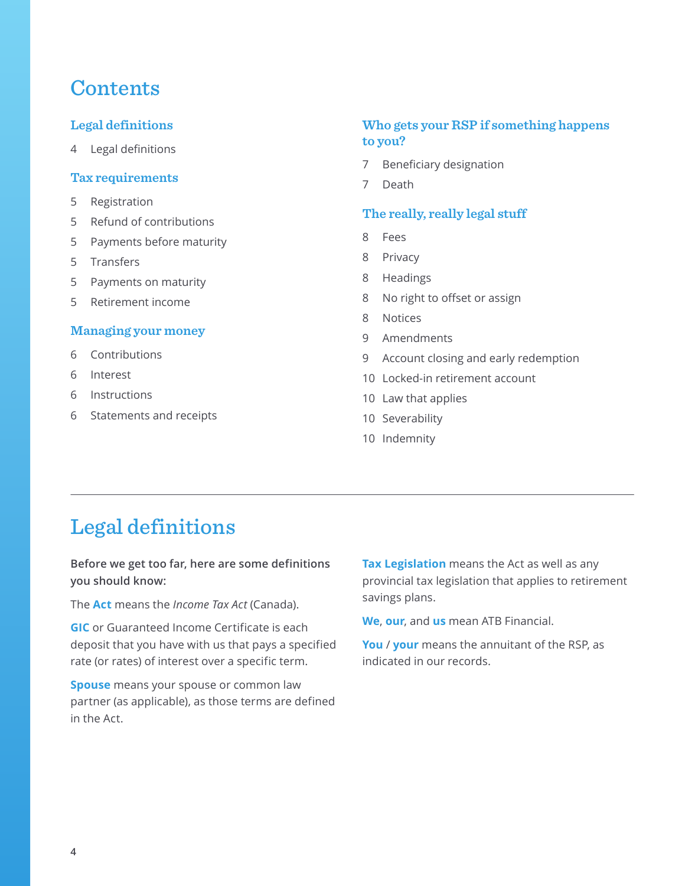# Contents

### Legal definitions

- 4 Legal definitions

### Tax requirements

- 5 Registration
- 5 Refund of contributions
- 5 Payments before maturity
- 5 Transfers
- 5 Payments on maturity
- 5 Retirement income

### Managing your money

- 6 Contributions
- 6 Interest
- 6 Instructions
- 6 Statements and receipts

### Who gets your RSP if something happens to you?

- 7 Beneficiary designation
- 7 Death

### The really, really legal stuff

- 8 Fees
- 8 Privacy
- 8 Headings
- 8 No right to offset or assign
- 8 Notices
- 9 Amendments
- 9 Account closing and early redemption
- 10 Locked-in retirement account
- 10 Law that applies
- 10 Severability
- 10 Indemnity

---

# Legal definitions

**Before we get too far, here are some definitions you should know:**

The **Act** means the *Income Tax Act* (Canada).

**GIC** or Guaranteed Income Certificate is each deposit that you have with us that pays a specified rate (or rates) of interest over a specific term.

**Spouse** means your spouse or common law partner (as applicable), as those terms are defined in the Act.

**Tax Legislation** means the Act as well as any provincial tax legislation that applies to retirement savings plans.

**We**, **our**, and **us** mean ATB Financial.

**You** / **your** means the annuitant of the RSP, as indicated in our records.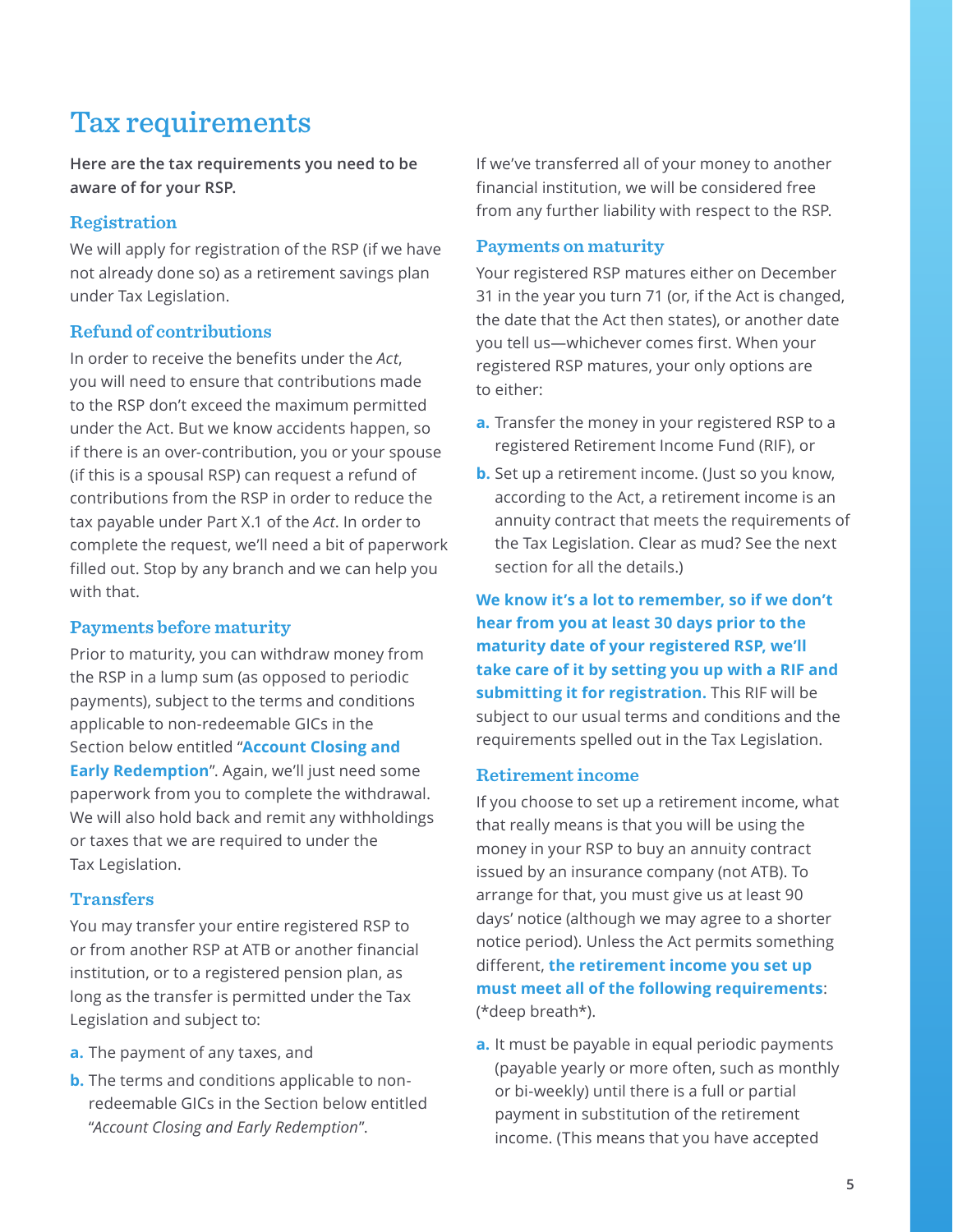# Tax requirements

**Here are the tax requirements you need to be aware of for your RSP.**

## Registration

We will apply for registration of the RSP (if we have not already done so) as a retirement savings plan under Tax Legislation.

## Refund of contributions

In order to receive the benefits under the *Act*, you will need to ensure that contributions made to the RSP don't exceed the maximum permitted under the Act. But we know accidents happen, so if there is an over-contribution, you or your spouse (if this is a spousal RSP) can request a refund of contributions from the RSP in order to reduce the tax payable under Part X.1 of the *Act*. In order to complete the request, we'll need a bit of paperwork filled out. Stop by any branch and we can help you with that.

## Payments before maturity

Prior to maturity, you can withdraw money from the RSP in a lump sum (as opposed to periodic payments), subject to the terms and conditions applicable to non-redeemable GICs in the Section below entitled "**Account Closing and Early Redemption**". Again, we'll just need some paperwork from you to complete the withdrawal. We will also hold back and remit any withholdings or taxes that we are required to under the Tax Legislation.

## Transfers

You may transfer your entire registered RSP to or from another RSP at ATB or another financial institution, or to a registered pension plan, as long as the transfer is permitted under the Tax Legislation and subject to:

**a.** The payment of any taxes, and

**b.** The terms and conditions applicable to non-redeemable GICs in the Section below entitled "*Account Closing and Early Redemption*".

If we've transferred all of your money to another financial institution, we will be considered free from any further liability with respect to the RSP.

## Payments on maturity

Your registered RSP matures either on December 31 in the year you turn 71 (or, if the Act is changed, the date that the Act then states), or another date you tell us—whichever comes first. When your registered RSP matures, your only options are to either:

**a.** Transfer the money in your registered RSP to a registered Retirement Income Fund (RIF), or

**b.** Set up a retirement income. (Just so you know, according to the Act, a retirement income is an annuity contract that meets the requirements of the Tax Legislation. Clear as mud? See the next section for all the details.)

**We know it's a lot to remember, so if we don't hear from you at least 30 days prior to the maturity date of your registered RSP, we'll take care of it by setting you up with a RIF and submitting it for registration.** This RIF will be subject to our usual terms and conditions and the requirements spelled out in the Tax Legislation.

## Retirement income

If you choose to set up a retirement income, what that really means is that you will be using the money in your RSP to buy an annuity contract issued by an insurance company (not ATB). To arrange for that, you must give us at least 90 days' notice (although we may agree to a shorter notice period). Unless the Act permits something different, **the retirement income you set up must meet all of the following requirements**: (*deep breath*).

**a.** It must be payable in equal periodic payments (payable yearly or more often, such as monthly or bi-weekly) until there is a full or partial payment in substitution of the retirement income. (This means that you have accepted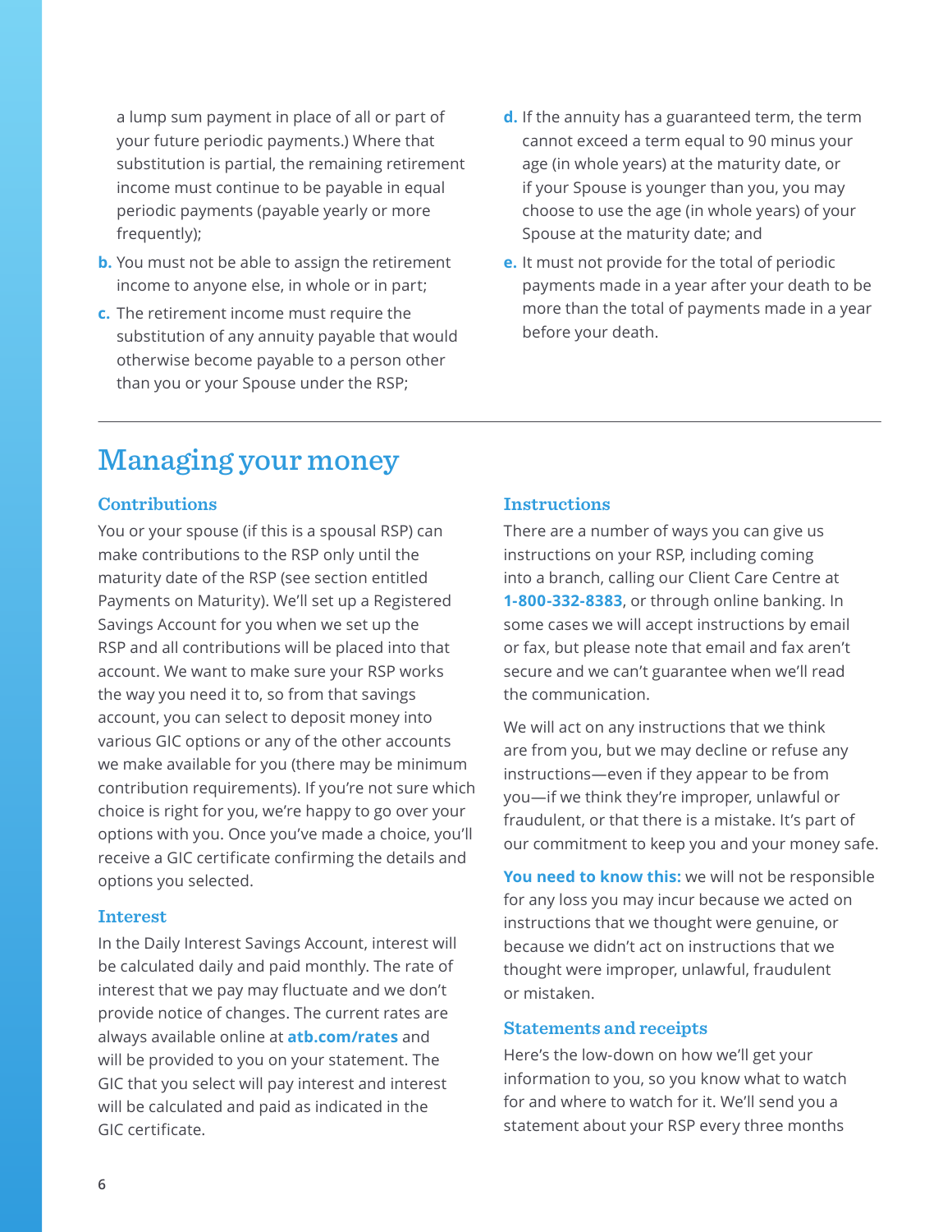a lump sum payment in place of all or part of your future periodic payments.) Where that substitution is partial, the remaining retirement income must continue to be payable in equal periodic payments (payable yearly or more frequently);

b. You must not be able to assign the retirement income to anyone else, in whole or in part;

c. The retirement income must require the substitution of any annuity payable that would otherwise become payable to a person other than you or your Spouse under the RSP;

d. If the annuity has a guaranteed term, the term cannot exceed a term equal to 90 minus your age (in whole years) at the maturity date, or if your Spouse is younger than you, you may choose to use the age (in whole years) of your Spouse at the maturity date; and

e. It must not provide for the total of periodic payments made in a year after your death to be more than the total of payments made in a year before your death.

---

# Managing your money

## Contributions

You or your spouse (if this is a spousal RSP) can make contributions to the RSP only until the maturity date of the RSP (see section entitled Payments on Maturity). We'll set up a Registered Savings Account for you when we set up the RSP and all contributions will be placed into that account. We want to make sure your RSP works the way you need it to, so from that savings account, you can select to deposit money into various GIC options or any of the other accounts we make available for you (there may be minimum contribution requirements). If you're not sure which choice is right for you, we're happy to go over your options with you. Once you've made a choice, you'll receive a GIC certificate confirming the details and options you selected.

## Interest

In the Daily Interest Savings Account, interest will be calculated daily and paid monthly. The rate of interest that we pay may fluctuate and we don't provide notice of changes. The current rates are always available online at **atb.com/rates** and will be provided to you on your statement. The GIC that you select will pay interest and interest will be calculated and paid as indicated in the GIC certificate.

## Instructions

There are a number of ways you can give us instructions on your RSP, including coming into a branch, calling our Client Care Centre at **1-800-332-8383**, or through online banking. In some cases we will accept instructions by email or fax, but please note that email and fax aren't secure and we can't guarantee when we'll read the communication.

We will act on any instructions that we think are from you, but we may decline or refuse any instructions—even if they appear to be from you—if we think they're improper, unlawful or fraudulent, or that there is a mistake. It's part of our commitment to keep you and your money safe.

**You need to know this:** we will not be responsible for any loss you may incur because we acted on instructions that we thought were genuine, or because we didn't act on instructions that we thought were improper, unlawful, fraudulent or mistaken.

## Statements and receipts

Here's the low-down on how we'll get your information to you, so you know what to watch for and where to watch for it. We'll send you a statement about your RSP every three months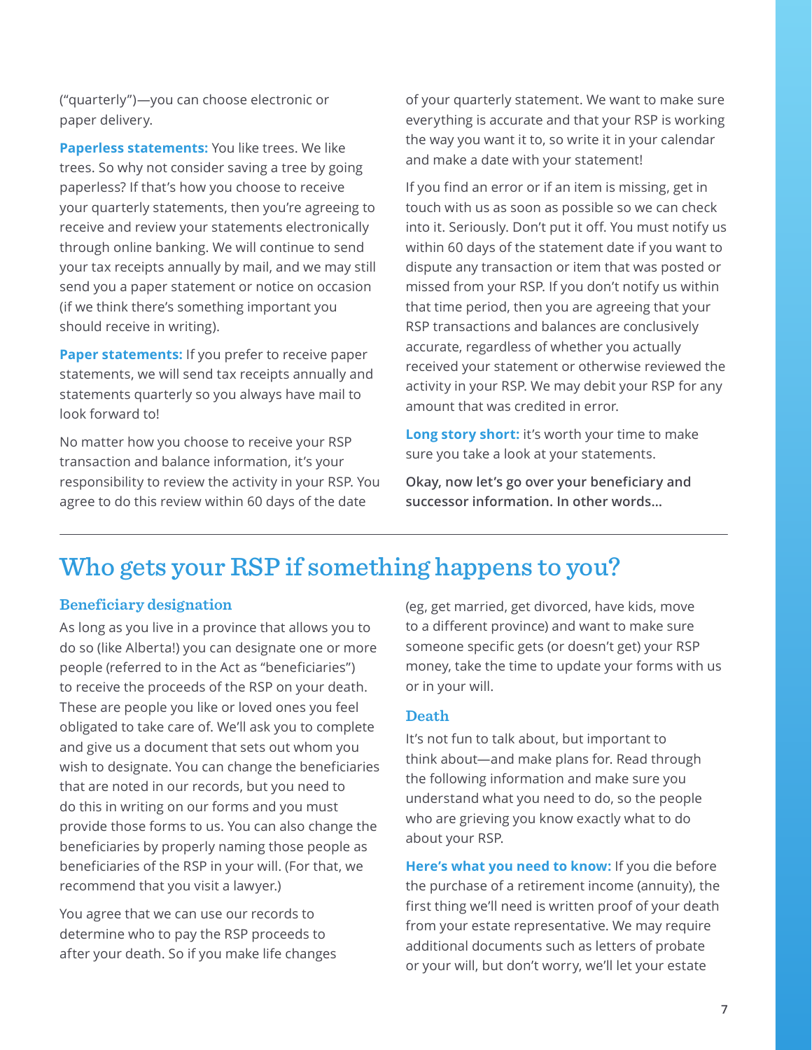("quarterly")—you can choose electronic or paper delivery.

**Paperless statements:** You like trees. We like trees. So why not consider saving a tree by going paperless? If that's how you choose to receive your quarterly statements, then you're agreeing to receive and review your statements electronically through online banking. We will continue to send your tax receipts annually by mail, and we may still send you a paper statement or notice on occasion (if we think there's something important you should receive in writing).

**Paper statements:** If you prefer to receive paper statements, we will send tax receipts annually and statements quarterly so you always have mail to look forward to!

No matter how you choose to receive your RSP transaction and balance information, it's your responsibility to review the activity in your RSP. You agree to do this review within 60 days of the date of your quarterly statement. We want to make sure everything is accurate and that your RSP is working the way you want it to, so write it in your calendar and make a date with your statement!

If you find an error or if an item is missing, get in touch with us as soon as possible so we can check into it. Seriously. Don't put it off. You must notify us within 60 days of the statement date if you want to dispute any transaction or item that was posted or missed from your RSP. If you don't notify us within that time period, then you are agreeing that your RSP transactions and balances are conclusively accurate, regardless of whether you actually received your statement or otherwise reviewed the activity in your RSP. We may debit your RSP for any amount that was credited in error.

**Long story short:** it's worth your time to make sure you take a look at your statements.

**Okay, now let's go over your beneficiary and successor information. In other words...**

# Who gets your RSP if something happens to you?

### Beneficiary designation

As long as you live in a province that allows you to do so (like Alberta!) you can designate one or more people (referred to in the Act as "beneficiaries") to receive the proceeds of the RSP on your death. These are people you like or loved ones you feel obligated to take care of. We'll ask you to complete and give us a document that sets out whom you wish to designate. You can change the beneficiaries that are noted in our records, but you need to do this in writing on our forms and you must provide those forms to us. You can also change the beneficiaries by properly naming those people as beneficiaries of the RSP in your will. (For that, we recommend that you visit a lawyer.)

You agree that we can use our records to determine who to pay the RSP proceeds to after your death. So if you make life changes (eg, get married, get divorced, have kids, move to a different province) and want to make sure someone specific gets (or doesn't get) your RSP money, take the time to update your forms with us or in your will.

### Death

It's not fun to talk about, but important to think about—and make plans for. Read through the following information and make sure you understand what you need to do, so the people who are grieving you know exactly what to do about your RSP.

**Here's what you need to know:** If you die before the purchase of a retirement income (annuity), the first thing we'll need is written proof of your death from your estate representative. We may require additional documents such as letters of probate or your will, but don't worry, we'll let your estate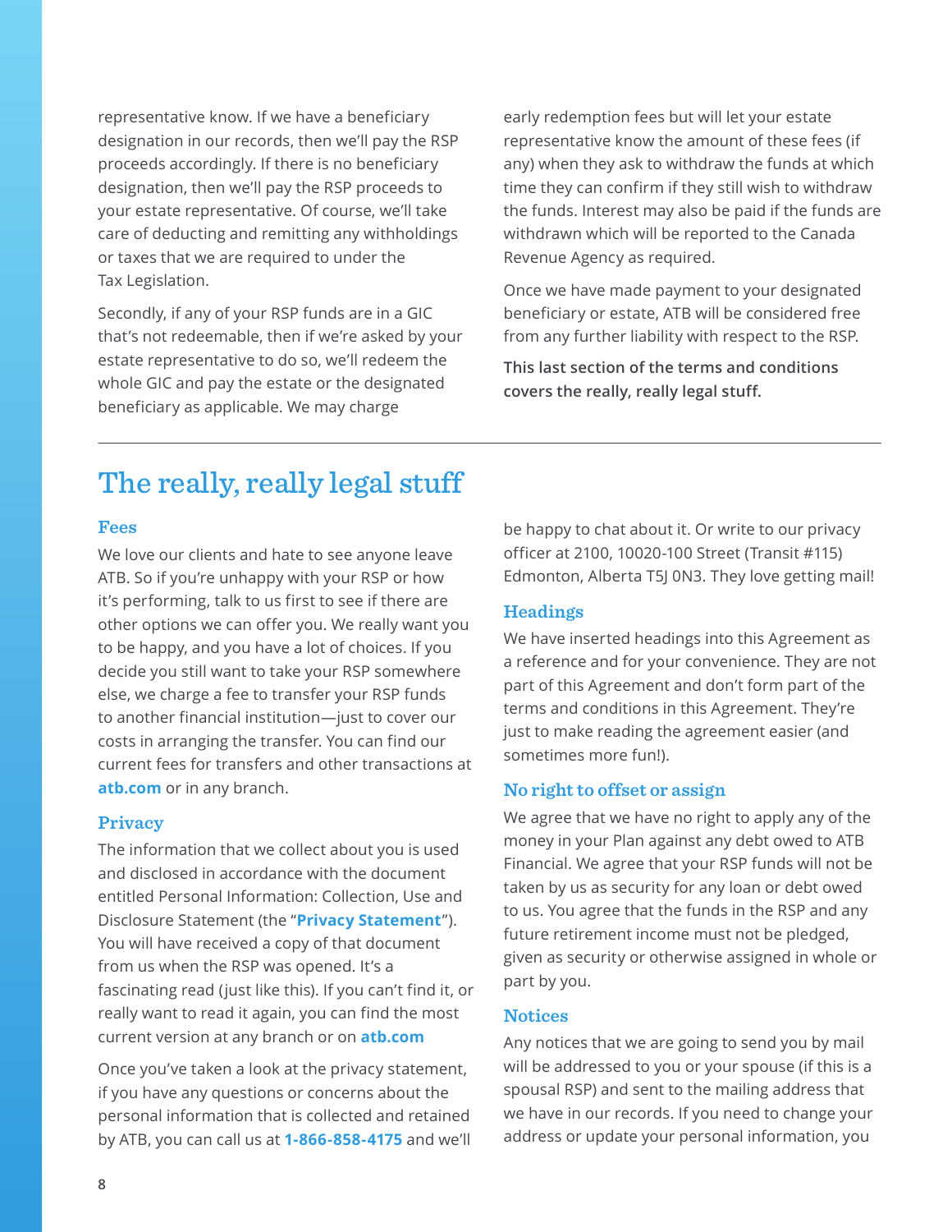representative know. If we have a beneficiary designation in our records, then we'll pay the RSP proceeds accordingly. If there is no beneficiary designation, then we'll pay the RSP proceeds to your estate representative. Of course, we'll take care of deducting and remitting any withholdings or taxes that we are required to under the Tax Legislation.

Secondly, if any of your RSP funds are in a GIC that's not redeemable, then if we're asked by your estate representative to do so, we'll redeem the whole GIC and pay the estate or the designated beneficiary as applicable. We may charge early redemption fees but will let your estate representative know the amount of these fees (if any) when they ask to withdraw the funds at which time they can confirm if they still wish to withdraw the funds. Interest may also be paid if the funds are withdrawn which will be reported to the Canada Revenue Agency as required.

Once we have made payment to your designated beneficiary or estate, ATB will be considered free from any further liability with respect to the RSP.

**This last section of the terms and conditions covers the really, really legal stuff.**

# The really, really legal stuff

### Fees

We love our clients and hate to see anyone leave ATB. So if you're unhappy with your RSP or how it's performing, talk to us first to see if there are other options we can offer you. We really want you to be happy, and you have a lot of choices. If you decide you still want to take your RSP somewhere else, we charge a fee to transfer your RSP funds to another financial institution—just to cover our costs in arranging the transfer. You can find our current fees for transfers and other transactions at **atb.com** or in any branch.

### Privacy

The information that we collect about you is used and disclosed in accordance with the document entitled Personal Information: Collection, Use and Disclosure Statement (the "**Privacy Statement**"). You will have received a copy of that document from us when the RSP was opened. It's a fascinating read (just like this). If you can't find it, or really want to read it again, you can find the most current version at any branch or on **atb.com**

Once you've taken a look at the privacy statement, if you have any questions or concerns about the personal information that is collected and retained by ATB, you can call us at **1-866-858-4175** and we'll be happy to chat about it. Or write to our privacy officer at 2100, 10020-100 Street (Transit #115) Edmonton, Alberta T5J 0N3. They love getting mail!

### Headings

We have inserted headings into this Agreement as a reference and for your convenience. They are not part of this Agreement and don't form part of the terms and conditions in this Agreement. They're just to make reading the agreement easier (and sometimes more fun!).

### No right to offset or assign

We agree that we have no right to apply any of the money in your Plan against any debt owed to ATB Financial. We agree that your RSP funds will not be taken by us as security for any loan or debt owed to us. You agree that the funds in the RSP and any future retirement income must not be pledged, given as security or otherwise assigned in whole or part by you.

### Notices

Any notices that we are going to send you by mail will be addressed to you or your spouse (if this is a spousal RSP) and sent to the mailing address that we have in our records. If you need to change your address or update your personal information, you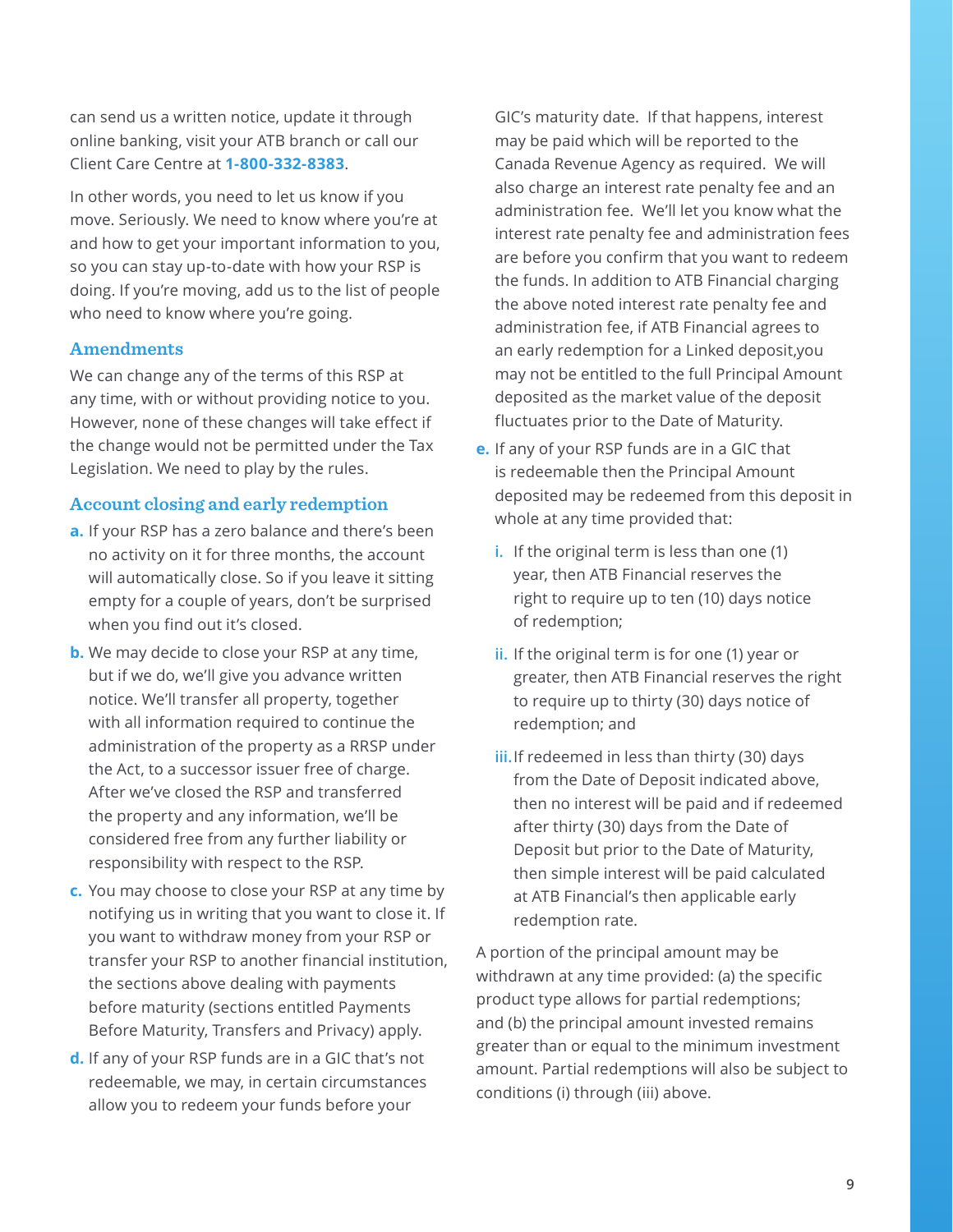can send us a written notice, update it through online banking, visit your ATB branch or call our Client Care Centre at **1-800-332-8383**.

In other words, you need to let us know if you move. Seriously. We need to know where you're at and how to get your important information to you, so you can stay up-to-date with how your RSP is doing. If you're moving, add us to the list of people who need to know where you're going.

### Amendments

We can change any of the terms of this RSP at any time, with or without providing notice to you. However, none of these changes will take effect if the change would not be permitted under the Tax Legislation. We need to play by the rules.

### Account closing and early redemption

**a.** If your RSP has a zero balance and there's been no activity on it for three months, the account will automatically close. So if you leave it sitting empty for a couple of years, don't be surprised when you find out it's closed.

**b.** We may decide to close your RSP at any time, but if we do, we'll give you advance written notice. We'll transfer all property, together with all information required to continue the administration of the property as a RRSP under the Act, to a successor issuer free of charge. After we've closed the RSP and transferred the property and any information, we'll be considered free from any further liability or responsibility with respect to the RSP.

**c.** You may choose to close your RSP at any time by notifying us in writing that you want to close it. If you want to withdraw money from your RSP or transfer your RSP to another financial institution, the sections above dealing with payments before maturity (sections entitled Payments Before Maturity, Transfers and Privacy) apply.

**d.** If any of your RSP funds are in a GIC that's not redeemable, we may, in certain circumstances allow you to redeem your funds before your GIC's maturity date. If that happens, interest may be paid which will be reported to the Canada Revenue Agency as required. We will also charge an interest rate penalty fee and an administration fee. We'll let you know what the interest rate penalty fee and administration fees are before you confirm that you want to redeem the funds. In addition to ATB Financial charging the above noted interest rate penalty fee and administration fee, if ATB Financial agrees to an early redemption for a Linked deposit,you may not be entitled to the full Principal Amount deposited as the market value of the deposit fluctuates prior to the Date of Maturity.

**e.** If any of your RSP funds are in a GIC that is redeemable then the Principal Amount deposited may be redeemed from this deposit in whole at any time provided that:

- **i.** If the original term is less than one (1) year, then ATB Financial reserves the right to require up to ten (10) days notice of redemption;
- **ii.** If the original term is for one (1) year or greater, then ATB Financial reserves the right to require up to thirty (30) days notice of redemption; and
- **iii.** If redeemed in less than thirty (30) days from the Date of Deposit indicated above, then no interest will be paid and if redeemed after thirty (30) days from the Date of Deposit but prior to the Date of Maturity, then simple interest will be paid calculated at ATB Financial's then applicable early redemption rate.

A portion of the principal amount may be withdrawn at any time provided: (a) the specific product type allows for partial redemptions; and (b) the principal amount invested remains greater than or equal to the minimum investment amount. Partial redemptions will also be subject to conditions (i) through (iii) above.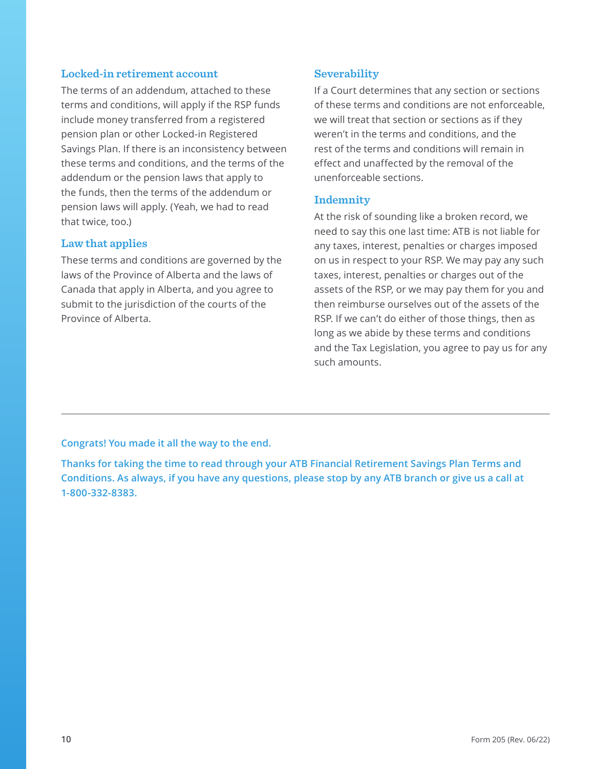### Locked-in retirement account

The terms of an addendum, attached to these terms and conditions, will apply if the RSP funds include money transferred from a registered pension plan or other Locked-in Registered Savings Plan. If there is an inconsistency between these terms and conditions, and the terms of the addendum or the pension laws that apply to the funds, then the terms of the addendum or pension laws will apply. (Yeah, we had to read that twice, too.)

### Law that applies

These terms and conditions are governed by the laws of the Province of Alberta and the laws of Canada that apply in Alberta, and you agree to submit to the jurisdiction of the courts of the Province of Alberta.

### Severability

If a Court determines that any section or sections of these terms and conditions are not enforceable, we will treat that section or sections as if they weren't in the terms and conditions, and the rest of the terms and conditions will remain in effect and unaffected by the removal of the unenforceable sections.

### Indemnity

At the risk of sounding like a broken record, we need to say this one last time: ATB is not liable for any taxes, interest, penalties or charges imposed on us in respect to your RSP. We may pay any such taxes, interest, penalties or charges out of the assets of the RSP, or we may pay them for you and then reimburse ourselves out of the assets of the RSP. If we can't do either of those things, then as long as we abide by these terms and conditions and the Tax Legislation, you agree to pay us for any such amounts.

---

**Congrats! You made it all the way to the end.**

**Thanks for taking the time to read through your ATB Financial Retirement Savings Plan Terms and Conditions. As always, if you have any questions, please stop by any ATB branch or give us a call at 1-800-332-8383.**

Form 205 (Rev. 06/22)